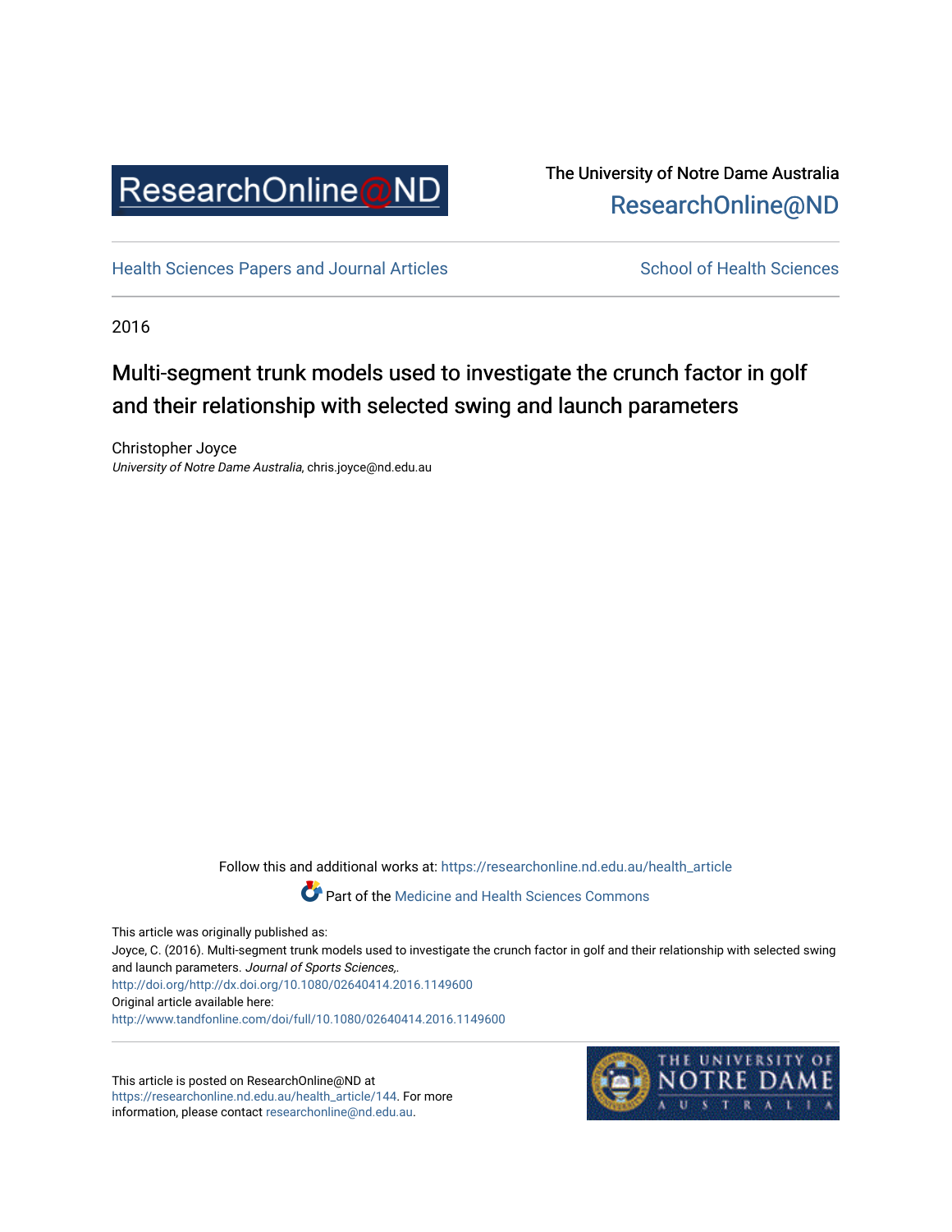ResearchOnline@ND

The University of Notre Dame Australia
ResearchOnline@ND

Health Sciences Papers and Journal Articles | School of Health Sciences

2016

# Multi-segment trunk models used to investigate the crunch factor in golf and their relationship with selected swing and launch parameters

Christopher Joyce
*University of Notre Dame Australia*, chris.joyce@nd.edu.au

Follow this and additional works at: https://researchonline.nd.edu.au/health_article

Part of the Medicine and Health Sciences Commons

This article was originally published as:
Joyce, C. (2016). Multi-segment trunk models used to investigate the crunch factor in golf and their relationship with selected swing and launch parameters. *Journal of Sports Sciences*,.
http://doi.org/http://dx.doi.org/10.1080/02640414.2016.1149600
Original article available here:
http://www.tandfonline.com/doi/full/10.1080/02640414.2016.1149600

This article is posted on ResearchOnline@ND at https://researchonline.nd.edu.au/health_article/144. For more information, please contact researchonline@nd.edu.au.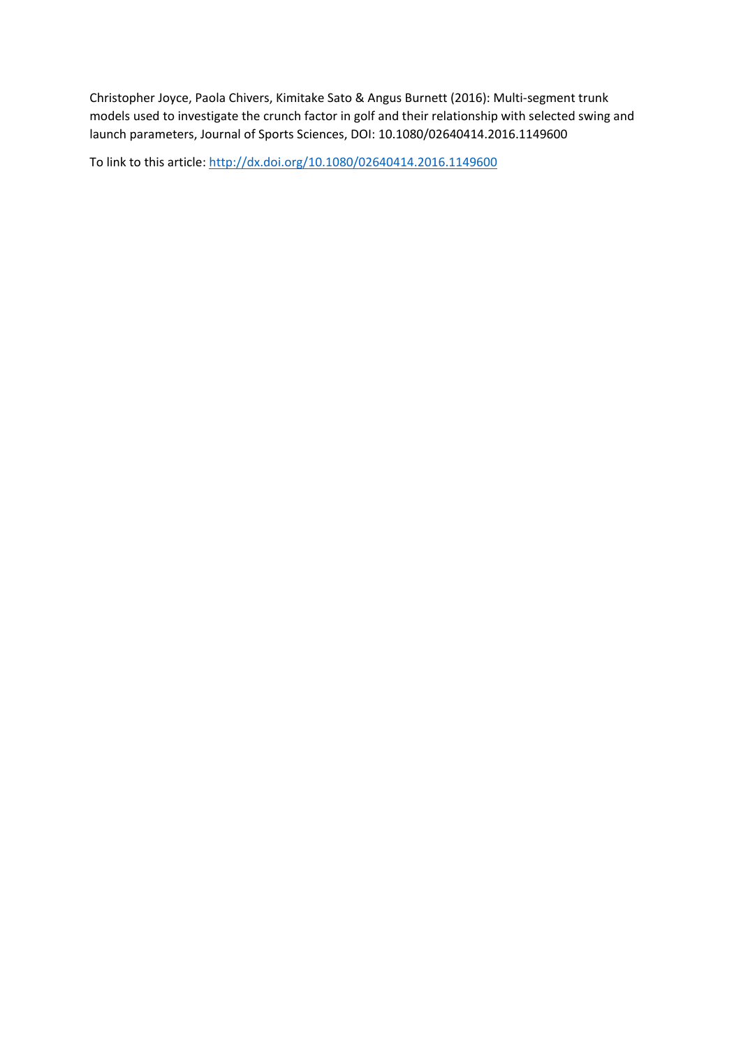Christopher Joyce, Paola Chivers, Kimitake Sato & Angus Burnett (2016): Multi-segment trunk models used to investigate the crunch factor in golf and their relationship with selected swing and launch parameters, Journal of Sports Sciences, DOI: 10.1080/02640414.2016.1149600

To link to this article: [http://dx.doi.org/10.1080/02640414.2016.1149600](http://dx.doi.org/10.1080/02640414.2016.1149600)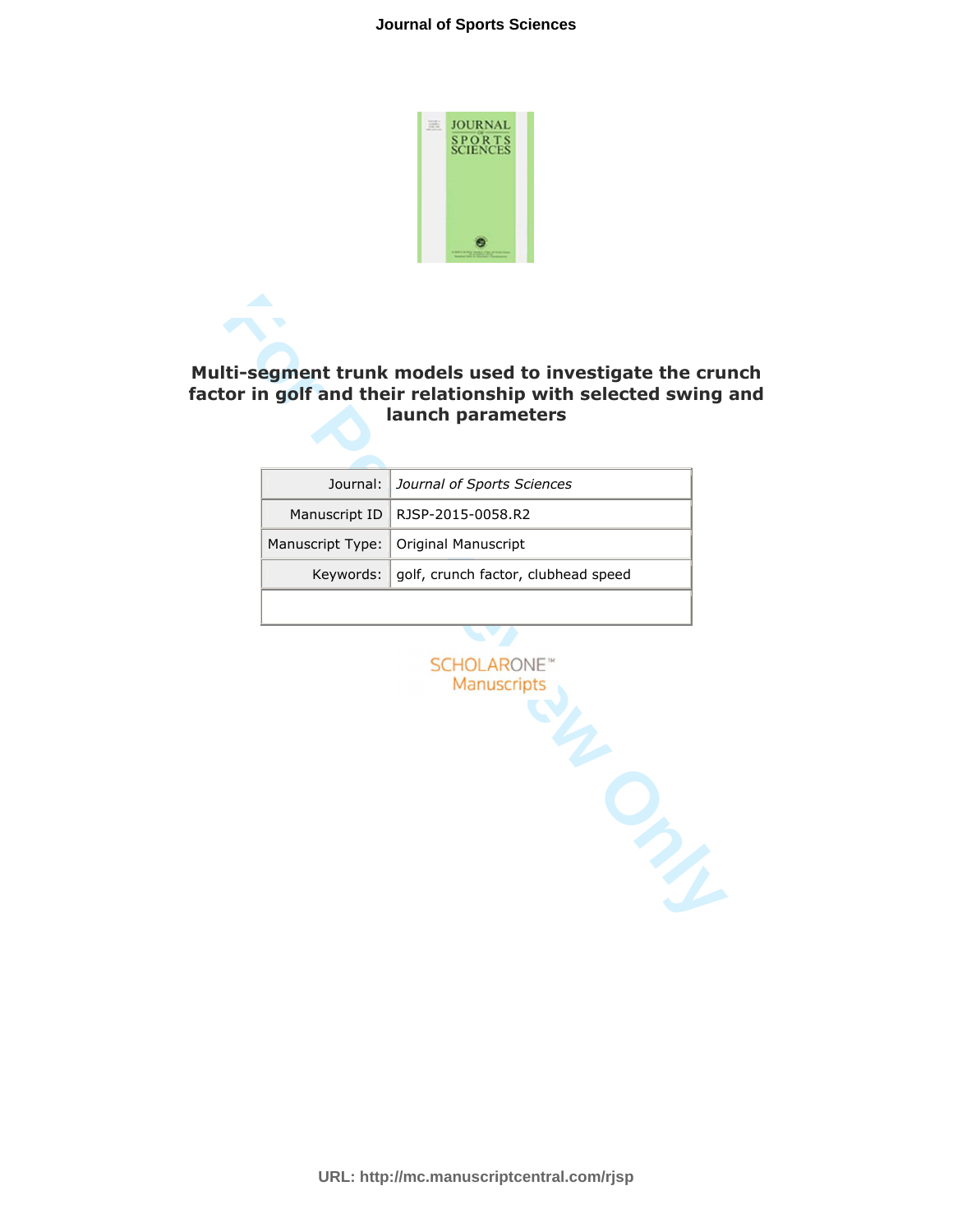# Multi-segment trunk models used to investigate the crunch factor in golf and their relationship with selected swing and launch parameters

| Journal: | *Journal of Sports Sciences* |
|---|---|
| Manuscript ID | RJSP-2015-0058.R2 |
| Manuscript Type: | Original Manuscript |
| Keywords: | golf, crunch factor, clubhead speed |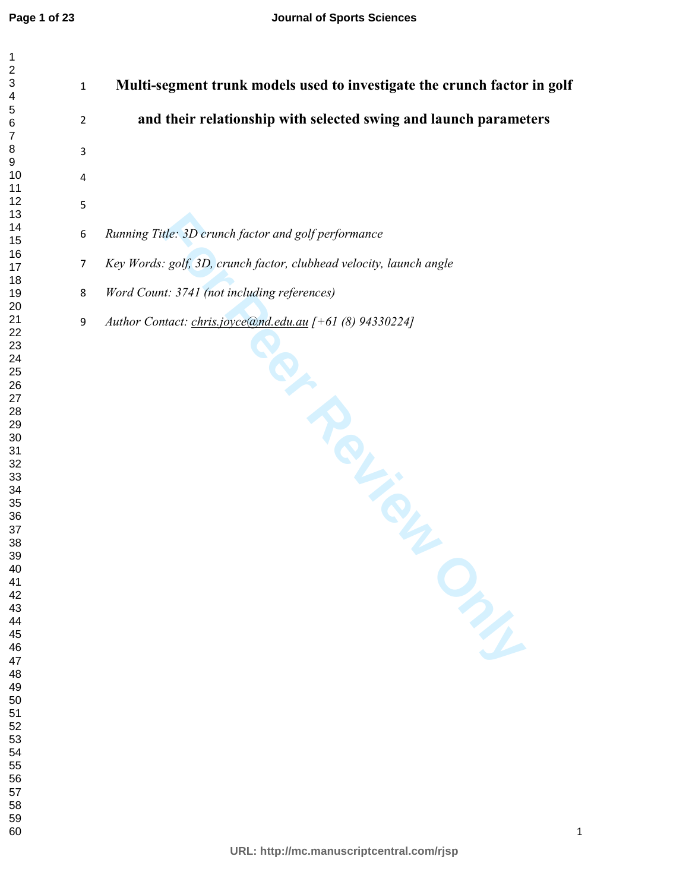# Multi-segment trunk models used to investigate the crunch factor in golf and their relationship with selected swing and launch parameters

*Running Title: 3D crunch factor and golf performance*

*Key Words: golf, 3D, crunch factor, clubhead velocity, launch angle*

*Word Count: 3741 (not including references)*

*Author Contact: chris.joyce@nd.edu.au [+61 (8) 94330224]*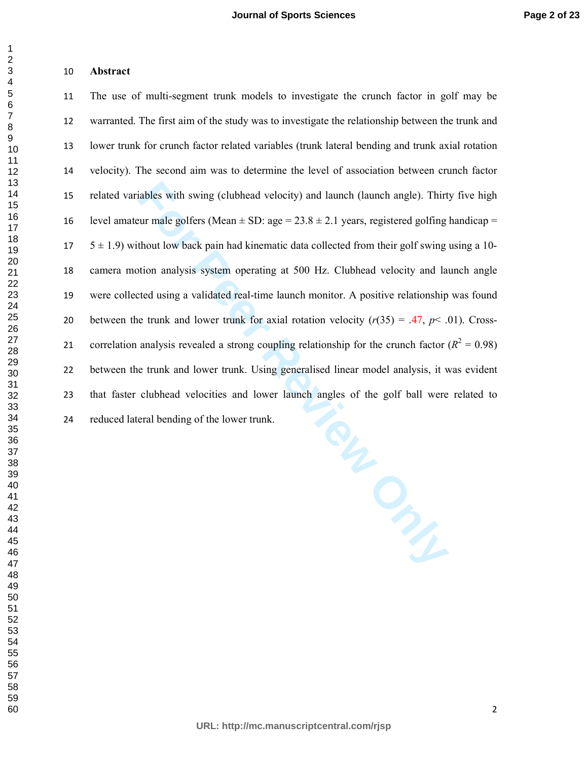## Abstract

The use of multi-segment trunk models to investigate the crunch factor in golf may be warranted. The first aim of the study was to investigate the relationship between the trunk and lower trunk for crunch factor related variables (trunk lateral bending and trunk axial rotation velocity). The second aim was to determine the level of association between crunch factor related variables with swing (clubhead velocity) and launch (launch angle). Thirty five high level amateur male golfers (Mean ± SD: age = 23.8 ± 2.1 years, registered golfing handicap = 5 ± 1.9) without low back pain had kinematic data collected from their golf swing using a 10-camera motion analysis system operating at 500 Hz. Clubhead velocity and launch angle were collected using a validated real-time launch monitor. A positive relationship was found between the trunk and lower trunk for axial rotation velocity ($r(35) = .47$, $p < .01$). Cross-correlation analysis revealed a strong coupling relationship for the crunch factor ($R^2 = 0.98$) between the trunk and lower trunk. Using generalised linear model analysis, it was evident that faster clubhead velocities and lower launch angles of the golf ball were related to reduced lateral bending of the lower trunk.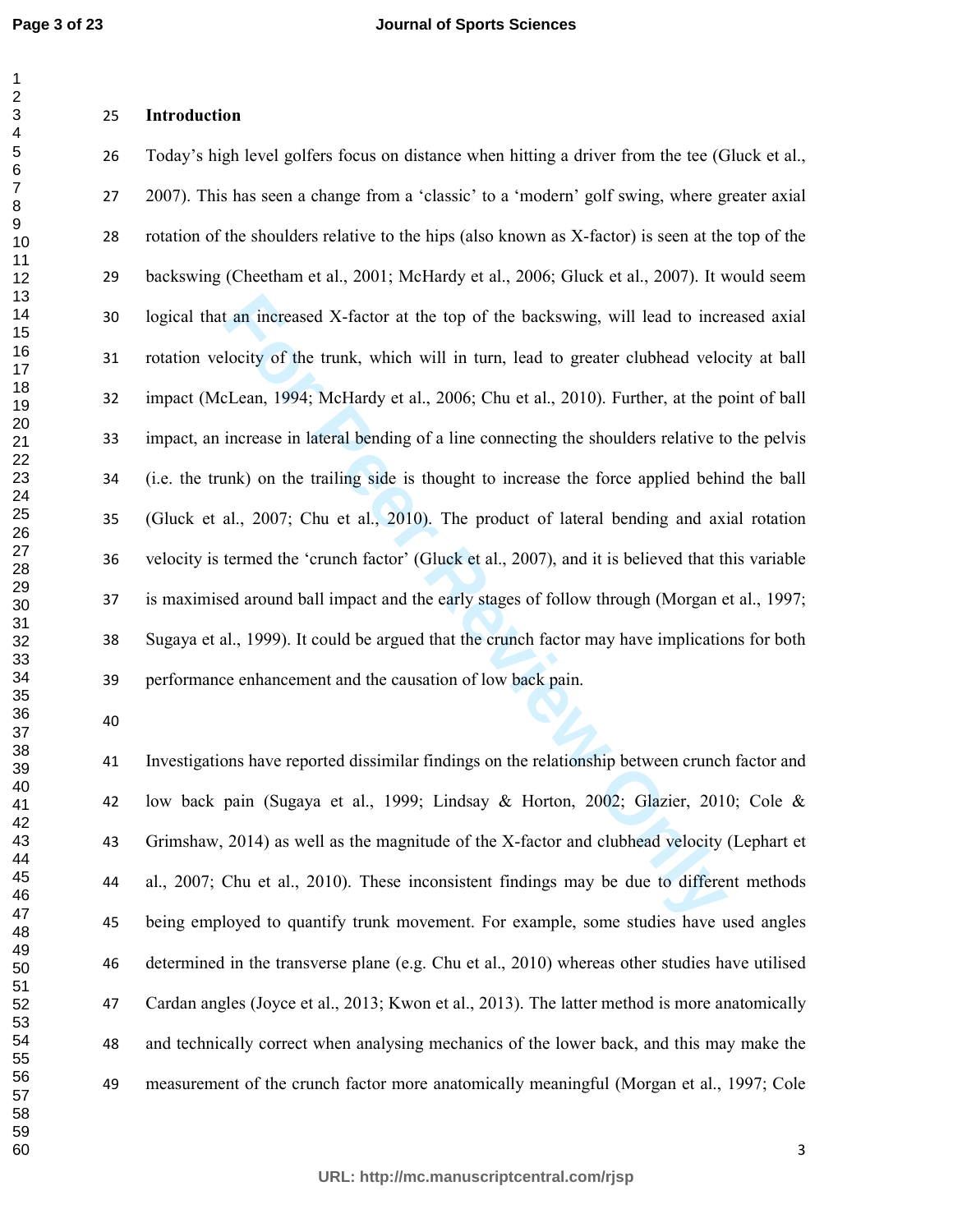## Introduction

Today's high level golfers focus on distance when hitting a driver from the tee (Gluck et al., 2007). This has seen a change from a 'classic' to a 'modern' golf swing, where greater axial rotation of the shoulders relative to the hips (also known as X-factor) is seen at the top of the backswing (Cheetham et al., 2001; McHardy et al., 2006; Gluck et al., 2007). It would seem logical that an increased X-factor at the top of the backswing, will lead to increased axial rotation velocity of the trunk, which will in turn, lead to greater clubhead velocity at ball impact (McLean, 1994; McHardy et al., 2006; Chu et al., 2010). Further, at the point of ball impact, an increase in lateral bending of a line connecting the shoulders relative to the pelvis (i.e. the trunk) on the trailing side is thought to increase the force applied behind the ball (Gluck et al., 2007; Chu et al., 2010). The product of lateral bending and axial rotation velocity is termed the 'crunch factor' (Gluck et al., 2007), and it is believed that this variable is maximised around ball impact and the early stages of follow through (Morgan et al., 1997; Sugaya et al., 1999). It could be argued that the crunch factor may have implications for both performance enhancement and the causation of low back pain.

Investigations have reported dissimilar findings on the relationship between crunch factor and low back pain (Sugaya et al., 1999; Lindsay & Horton, 2002; Glazier, 2010; Cole & Grimshaw, 2014) as well as the magnitude of the X-factor and clubhead velocity (Lephart et al., 2007; Chu et al., 2010). These inconsistent findings may be due to different methods being employed to quantify trunk movement. For example, some studies have used angles determined in the transverse plane (e.g. Chu et al., 2010) whereas other studies have utilised Cardan angles (Joyce et al., 2013; Kwon et al., 2013). The latter method is more anatomically and technically correct when analysing mechanics of the lower back, and this may make the measurement of the crunch factor more anatomically meaningful (Morgan et al., 1997; Cole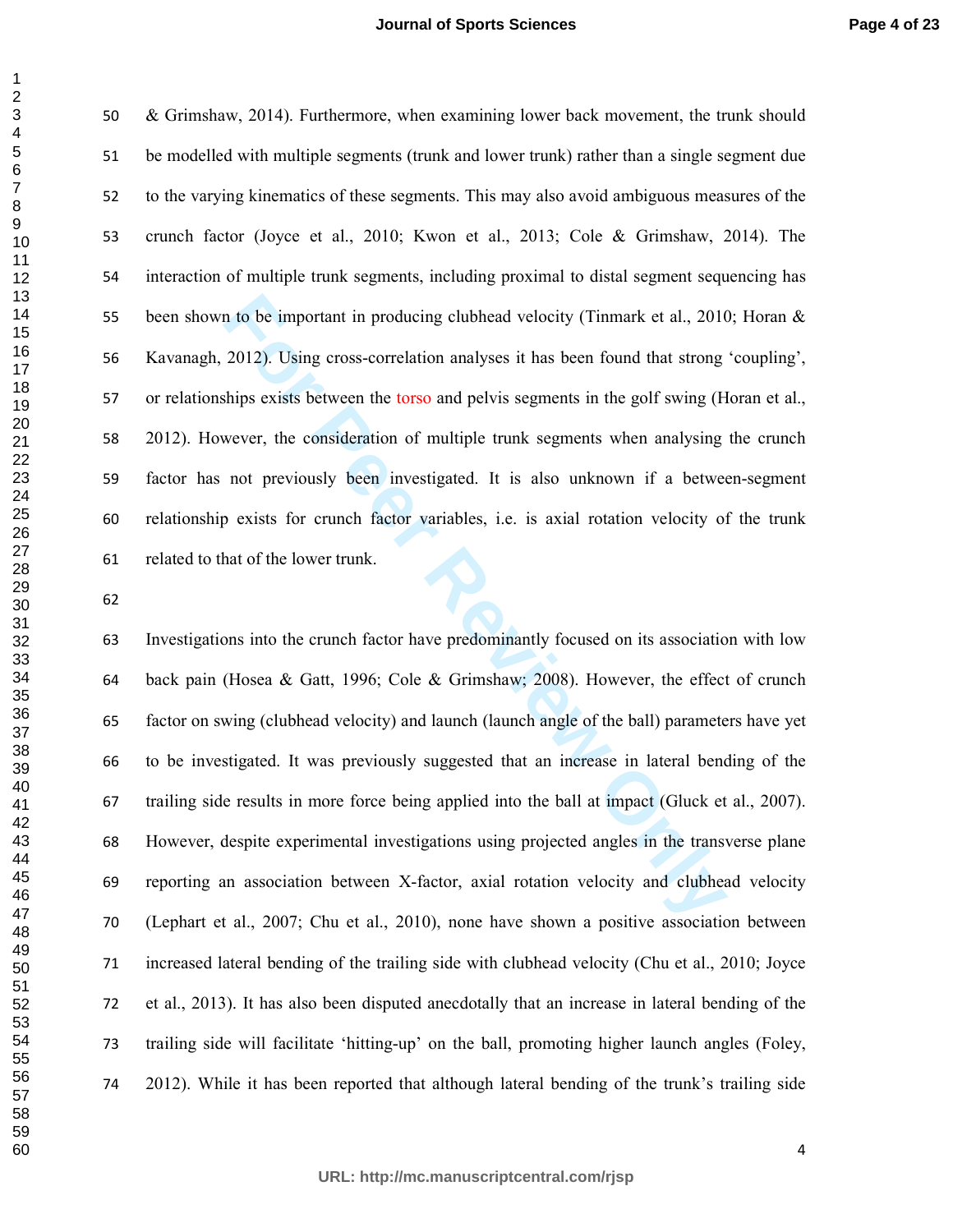& Grimshaw, 2014). Furthermore, when examining lower back movement, the trunk should be modelled with multiple segments (trunk and lower trunk) rather than a single segment due to the varying kinematics of these segments. This may also avoid ambiguous measures of the crunch factor (Joyce et al., 2010; Kwon et al., 2013; Cole & Grimshaw, 2014). The interaction of multiple trunk segments, including proximal to distal segment sequencing has been shown to be important in producing clubhead velocity (Tinmark et al., 2010; Horan & Kavanagh, 2012). Using cross-correlation analyses it has been found that strong 'coupling', or relationships exists between the torso and pelvis segments in the golf swing (Horan et al., 2012). However, the consideration of multiple trunk segments when analysing the crunch factor has not previously been investigated. It is also unknown if a between-segment relationship exists for crunch factor variables, i.e. is axial rotation velocity of the trunk related to that of the lower trunk.

Investigations into the crunch factor have predominantly focused on its association with low back pain (Hosea & Gatt, 1996; Cole & Grimshaw; 2008). However, the effect of crunch factor on swing (clubhead velocity) and launch (launch angle of the ball) parameters have yet to be investigated. It was previously suggested that an increase in lateral bending of the trailing side results in more force being applied into the ball at impact (Gluck et al., 2007). However, despite experimental investigations using projected angles in the transverse plane reporting an association between X-factor, axial rotation velocity and clubhead velocity (Lephart et al., 2007; Chu et al., 2010), none have shown a positive association between increased lateral bending of the trailing side with clubhead velocity (Chu et al., 2010; Joyce et al., 2013). It has also been disputed anecdotally that an increase in lateral bending of the trailing side will facilitate 'hitting-up' on the ball, promoting higher launch angles (Foley, 2012). While it has been reported that although lateral bending of the trunk's trailing side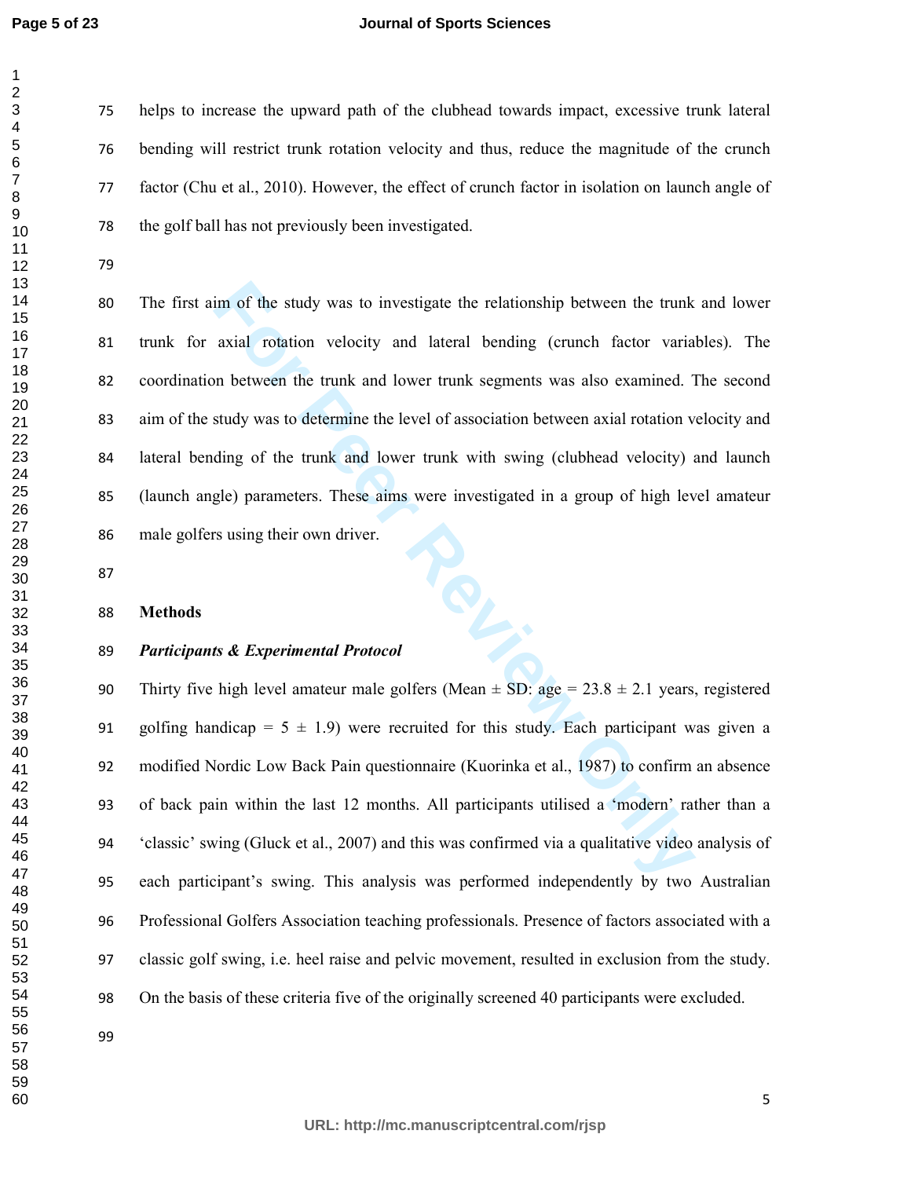helps to increase the upward path of the clubhead towards impact, excessive trunk lateral bending will restrict trunk rotation velocity and thus, reduce the magnitude of the crunch factor (Chu et al., 2010). However, the effect of crunch factor in isolation on launch angle of the golf ball has not previously been investigated.

The first aim of the study was to investigate the relationship between the trunk and lower trunk for axial rotation velocity and lateral bending (crunch factor variables). The coordination between the trunk and lower trunk segments was also examined. The second aim of the study was to determine the level of association between axial rotation velocity and lateral bending of the trunk and lower trunk with swing (clubhead velocity) and launch (launch angle) parameters. These aims were investigated in a group of high level amateur male golfers using their own driver.

## Methods

### *Participants & Experimental Protocol*

Thirty five high level amateur male golfers (Mean ± SD: age = 23.8 ± 2.1 years, registered golfing handicap = 5 ± 1.9) were recruited for this study. Each participant was given a modified Nordic Low Back Pain questionnaire (Kuorinka et al., 1987) to confirm an absence of back pain within the last 12 months. All participants utilised a 'modern' rather than a 'classic' swing (Gluck et al., 2007) and this was confirmed via a qualitative video analysis of each participant's swing. This analysis was performed independently by two Australian Professional Golfers Association teaching professionals. Presence of factors associated with a classic golf swing, i.e. heel raise and pelvic movement, resulted in exclusion from the study. On the basis of these criteria five of the originally screened 40 participants were excluded.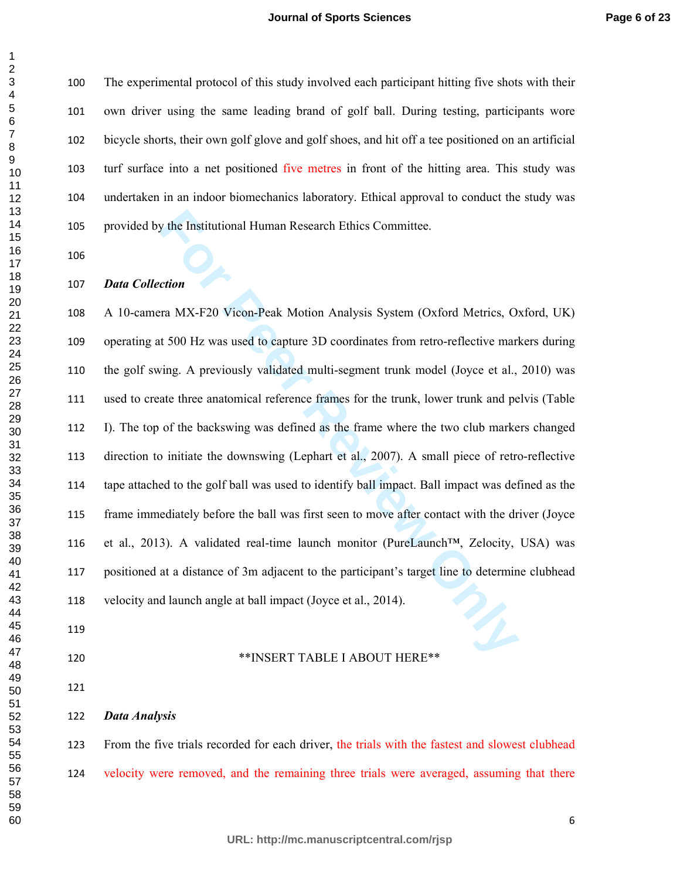The experimental protocol of this study involved each participant hitting five shots with their own driver using the same leading brand of golf ball. During testing, participants wore bicycle shorts, their own golf glove and golf shoes, and hit off a tee positioned on an artificial turf surface into a net positioned five metres in front of the hitting area. This study was undertaken in an indoor biomechanics laboratory. Ethical approval to conduct the study was provided by the Institutional Human Research Ethics Committee.

***Data Collection***

A 10-camera MX-F20 Vicon-Peak Motion Analysis System (Oxford Metrics, Oxford, UK) operating at 500 Hz was used to capture 3D coordinates from retro-reflective markers during the golf swing. A previously validated multi-segment trunk model (Joyce et al., 2010) was used to create three anatomical reference frames for the trunk, lower trunk and pelvis (Table I). The top of the backswing was defined as the frame where the two club markers changed direction to initiate the downswing (Lephart et al., 2007). A small piece of retro-reflective tape attached to the golf ball was used to identify ball impact. Ball impact was defined as the frame immediately before the ball was first seen to move after contact with the driver (Joyce et al., 2013). A validated real-time launch monitor (PureLaunch™, Zelocity, USA) was positioned at a distance of 3m adjacent to the participant's target line to determine clubhead velocity and launch angle at ball impact (Joyce et al., 2014).

\*\*INSERT TABLE I ABOUT HERE\*\*

***Data Analysis***

From the five trials recorded for each driver, the trials with the fastest and slowest clubhead velocity were removed, and the remaining three trials were averaged, assuming that there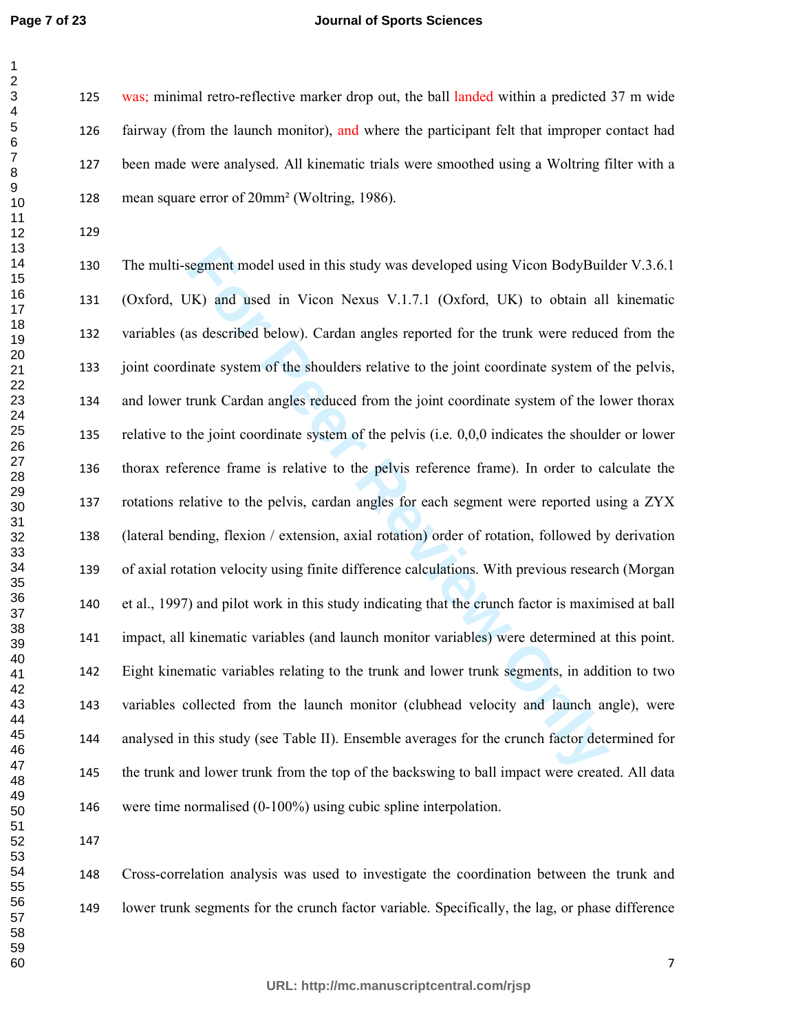was; minimal retro-reflective marker drop out, the ball landed within a predicted 37 m wide fairway (from the launch monitor), and where the participant felt that improper contact had been made were analysed. All kinematic trials were smoothed using a Woltring filter with a mean square error of 20mm² (Woltring, 1986).

The multi-segment model used in this study was developed using Vicon BodyBuilder V.3.6.1 (Oxford, UK) and used in Vicon Nexus V.1.7.1 (Oxford, UK) to obtain all kinematic variables (as described below). Cardan angles reported for the trunk were reduced from the joint coordinate system of the shoulders relative to the joint coordinate system of the pelvis, and lower trunk Cardan angles reduced from the joint coordinate system of the lower thorax relative to the joint coordinate system of the pelvis (i.e. 0,0,0 indicates the shoulder or lower thorax reference frame is relative to the pelvis reference frame). In order to calculate the rotations relative to the pelvis, cardan angles for each segment were reported using a ZYX (lateral bending, flexion / extension, axial rotation) order of rotation, followed by derivation of axial rotation velocity using finite difference calculations. With previous research (Morgan et al., 1997) and pilot work in this study indicating that the crunch factor is maximised at ball impact, all kinematic variables (and launch monitor variables) were determined at this point. Eight kinematic variables relating to the trunk and lower trunk segments, in addition to two variables collected from the launch monitor (clubhead velocity and launch angle), were analysed in this study (see Table II). Ensemble averages for the crunch factor determined for the trunk and lower trunk from the top of the backswing to ball impact were created. All data were time normalised (0-100%) using cubic spline interpolation.

Cross-correlation analysis was used to investigate the coordination between the trunk and lower trunk segments for the crunch factor variable. Specifically, the lag, or phase difference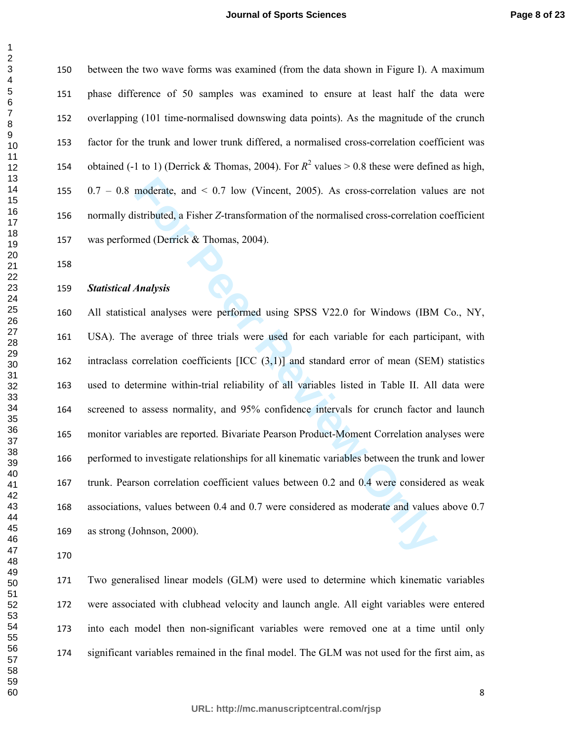between the two wave forms was examined (from the data shown in Figure I). A maximum phase difference of 50 samples was examined to ensure at least half the data were overlapping (101 time-normalised downswing data points). As the magnitude of the crunch factor for the trunk and lower trunk differed, a normalised cross-correlation coefficient was obtained (-1 to 1) (Derrick & Thomas, 2004). For $R^2$ values > 0.8 these were defined as high, 0.7 – 0.8 moderate, and < 0.7 low (Vincent, 2005). As cross-correlation values are not normally distributed, a Fisher *Z*-transformation of the normalised cross-correlation coefficient was performed (Derrick & Thomas, 2004).

***Statistical Analysis***

All statistical analyses were performed using SPSS V22.0 for Windows (IBM Co., NY, USA). The average of three trials were used for each variable for each participant, with intraclass correlation coefficients [ICC (3,1)] and standard error of mean (SEM) statistics used to determine within-trial reliability of all variables listed in Table II. All data were screened to assess normality, and 95% confidence intervals for crunch factor and launch monitor variables are reported. Bivariate Pearson Product-Moment Correlation analyses were performed to investigate relationships for all kinematic variables between the trunk and lower trunk. Pearson correlation coefficient values between 0.2 and 0.4 were considered as weak associations, values between 0.4 and 0.7 were considered as moderate and values above 0.7 as strong (Johnson, 2000).

Two generalised linear models (GLM) were used to determine which kinematic variables were associated with clubhead velocity and launch angle. All eight variables were entered into each model then non-significant variables were removed one at a time until only significant variables remained in the final model. The GLM was not used for the first aim, as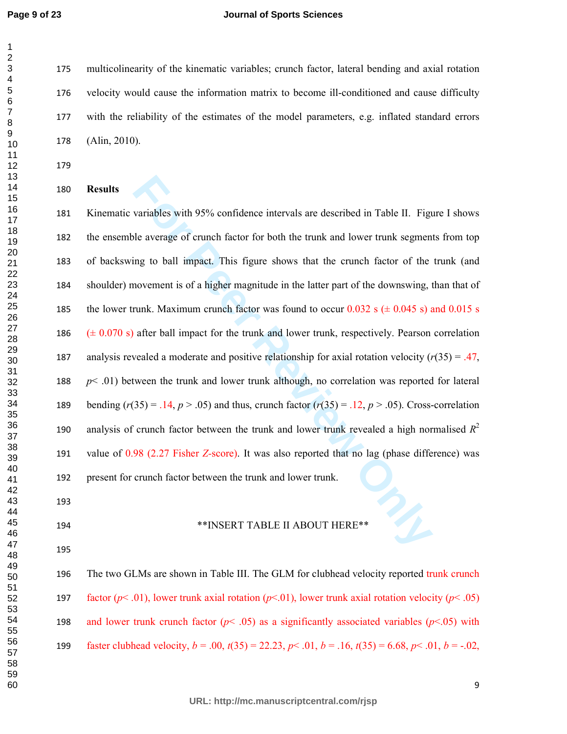multicolinearity of the kinematic variables; crunch factor, lateral bending and axial rotation velocity would cause the information matrix to become ill-conditioned and cause difficulty with the reliability of the estimates of the model parameters, e.g. inflated standard errors (Alin, 2010).

## Results

Kinematic variables with 95% confidence intervals are described in Table II. Figure I shows the ensemble average of crunch factor for both the trunk and lower trunk segments from top of backswing to ball impact. This figure shows that the crunch factor of the trunk (and shoulder) movement is of a higher magnitude in the latter part of the downswing, than that of the lower trunk. Maximum crunch factor was found to occur 0.032 s (± 0.045 s) and 0.015 s (± 0.070 s) after ball impact for the trunk and lower trunk, respectively. Pearson correlation analysis revealed a moderate and positive relationship for axial rotation velocity ($r(35) = .47$, $p < .01$) between the trunk and lower trunk although, no correlation was reported for lateral bending ($r(35) = .14$, $p > .05$) and thus, crunch factor ($r(35) = .12$, $p > .05$). Cross-correlation analysis of crunch factor between the trunk and lower trunk revealed a high normalised $R^2$ value of 0.98 (2.27 Fisher *Z*-score). It was also reported that no lag (phase difference) was present for crunch factor between the trunk and lower trunk.

**INSERT TABLE II ABOUT HERE**

The two GLMs are shown in Table III. The GLM for clubhead velocity reported trunk crunch factor ($p < .01$), lower trunk axial rotation ($p < .01$), lower trunk axial rotation velocity ($p < .05$) and lower trunk crunch factor ($p < .05$) as a significantly associated variables ($p < .05$) with faster clubhead velocity, $b = .00$, $t(35) = 22.23$, $p < .01$, $b = .16$, $t(35) = 6.68$, $p < .01$, $b = -.02$,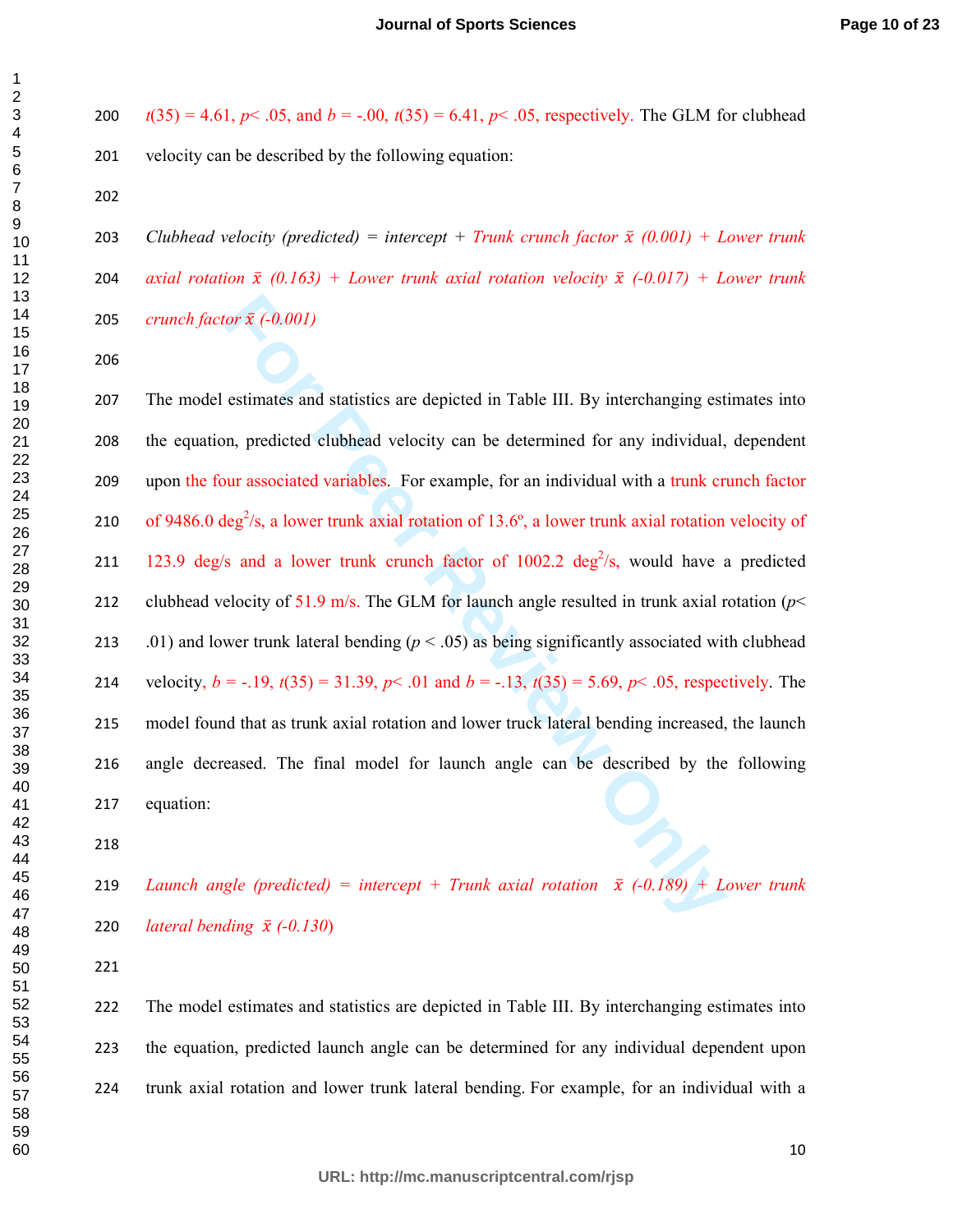$t(35) = 4.61$, $p < .05$, and $b = -.00$, $t(35) = 6.41$, $p < .05$, respectively. The GLM for clubhead velocity can be described by the following equation:

*Clubhead velocity (predicted) = intercept + Trunk crunch factor* $\bar{x}$ *(0.001) + Lower trunk axial rotation* $\bar{x}$ *(0.163) + Lower trunk axial rotation velocity* $\bar{x}$ *(-0.017) + Lower trunk crunch factor* $\bar{x}$ *(-0.001)*

The model estimates and statistics are depicted in Table III. By interchanging estimates into the equation, predicted clubhead velocity can be determined for any individual, dependent upon the four associated variables. For example, for an individual with a trunk crunch factor of 9486.0 deg$^2$/s, a lower trunk axial rotation of 13.6º, a lower trunk axial rotation velocity of 123.9 deg/s and a lower trunk crunch factor of 1002.2 deg$^2$/s, would have a predicted clubhead velocity of 51.9 m/s. The GLM for launch angle resulted in trunk axial rotation ($p < .01$) and lower trunk lateral bending ($p < .05$) as being significantly associated with clubhead velocity, $b = -.19$, $t(35) = 31.39$, $p < .01$ and $b = -.13$, $t(35) = 5.69$, $p < .05$, respectively. The model found that as trunk axial rotation and lower truck lateral bending increased, the launch angle decreased. The final model for launch angle can be described by the following equation:

*Launch angle (predicted) = intercept + Trunk axial rotation* $\bar{x}$ *(-0.189) + Lower trunk lateral bending* $\bar{x}$ *(-0.130)*

The model estimates and statistics are depicted in Table III. By interchanging estimates into the equation, predicted launch angle can be determined for any individual dependent upon trunk axial rotation and lower trunk lateral bending. For example, for an individual with a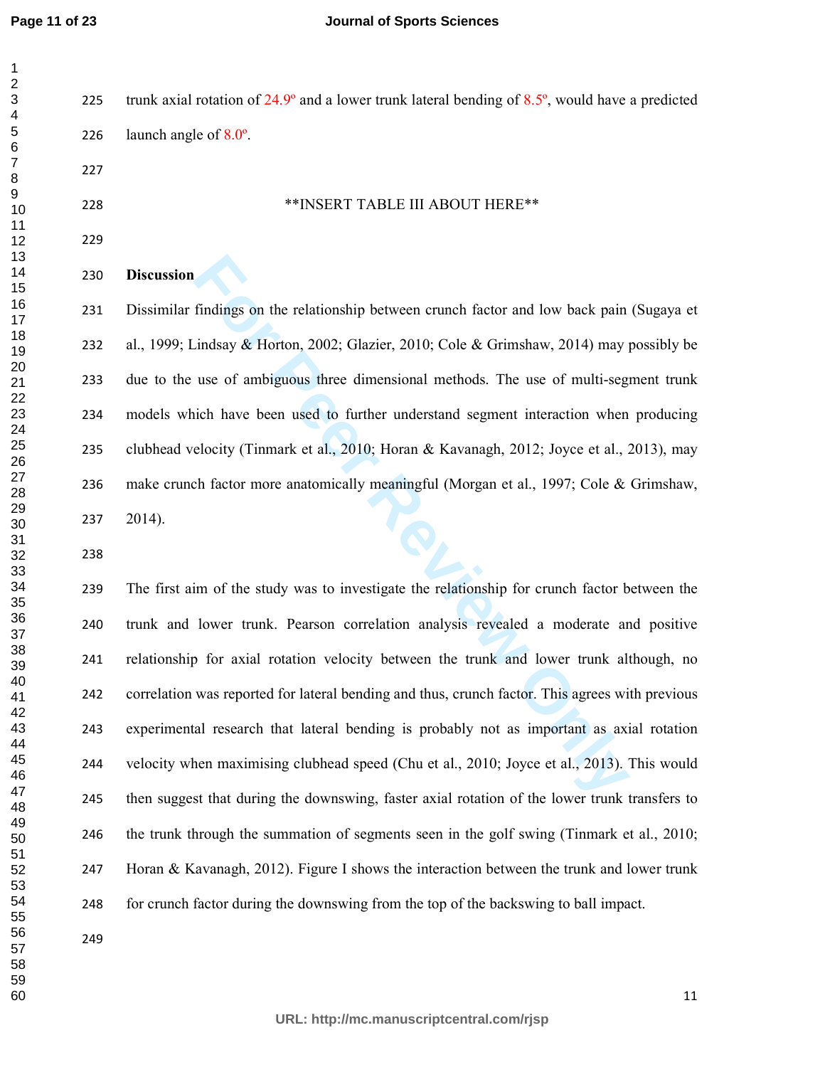trunk axial rotation of 24.9º and a lower trunk lateral bending of 8.5º, would have a predicted launch angle of 8.0º.

**INSERT TABLE III ABOUT HERE**

## Discussion

Dissimilar findings on the relationship between crunch factor and low back pain (Sugaya et al., 1999; Lindsay & Horton, 2002; Glazier, 2010; Cole & Grimshaw, 2014) may possibly be due to the use of ambiguous three dimensional methods. The use of multi-segment trunk models which have been used to further understand segment interaction when producing clubhead velocity (Tinmark et al., 2010; Horan & Kavanagh, 2012; Joyce et al., 2013), may make crunch factor more anatomically meaningful (Morgan et al., 1997; Cole & Grimshaw, 2014).

The first aim of the study was to investigate the relationship for crunch factor between the trunk and lower trunk. Pearson correlation analysis revealed a moderate and positive relationship for axial rotation velocity between the trunk and lower trunk although, no correlation was reported for lateral bending and thus, crunch factor. This agrees with previous experimental research that lateral bending is probably not as important as axial rotation velocity when maximising clubhead speed (Chu et al., 2010; Joyce et al., 2013). This would then suggest that during the downswing, faster axial rotation of the lower trunk transfers to the trunk through the summation of segments seen in the golf swing (Tinmark et al., 2010; Horan & Kavanagh, 2012). Figure I shows the interaction between the trunk and lower trunk for crunch factor during the downswing from the top of the backswing to ball impact.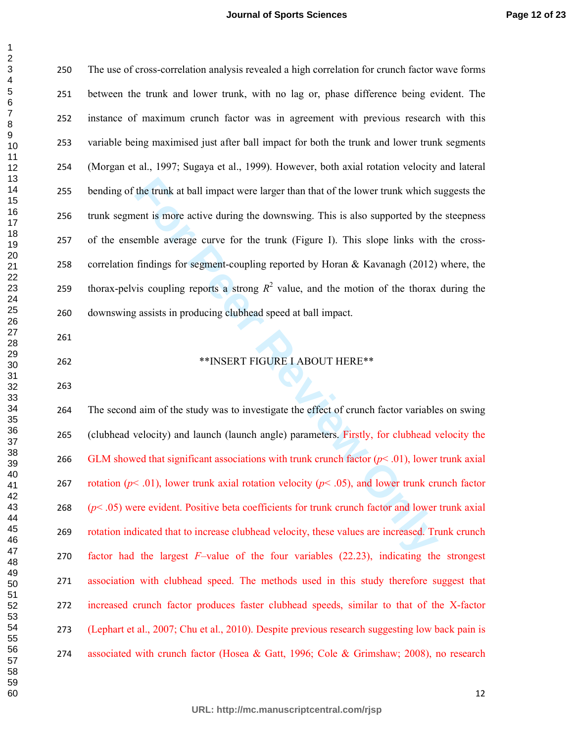The use of cross-correlation analysis revealed a high correlation for crunch factor wave forms between the trunk and lower trunk, with no lag or, phase difference being evident. The instance of maximum crunch factor was in agreement with previous research with this variable being maximised just after ball impact for both the trunk and lower trunk segments (Morgan et al., 1997; Sugaya et al., 1999). However, both axial rotation velocity and lateral bending of the trunk at ball impact were larger than that of the lower trunk which suggests the trunk segment is more active during the downswing. This is also supported by the steepness of the ensemble average curve for the trunk (Figure I). This slope links with the cross-correlation findings for segment-coupling reported by Horan & Kavanagh (2012) where, the thorax-pelvis coupling reports a strong $R^2$ value, and the motion of the thorax during the downswing assists in producing clubhead speed at ball impact.

**INSERT FIGURE I ABOUT HERE**

The second aim of the study was to investigate the effect of crunch factor variables on swing (clubhead velocity) and launch (launch angle) parameters. Firstly, for clubhead velocity the GLM showed that significant associations with trunk crunch factor ($p < .01$), lower trunk axial rotation ($p < .01$), lower trunk axial rotation velocity ($p < .05$), and lower trunk crunch factor ($p < .05$) were evident. Positive beta coefficients for trunk crunch factor and lower trunk axial rotation indicated that to increase clubhead velocity, these values are increased. Trunk crunch factor had the largest $F$–value of the four variables (22.23), indicating the strongest association with clubhead speed. The methods used in this study therefore suggest that increased crunch factor produces faster clubhead speeds, similar to that of the X-factor (Lephart et al., 2007; Chu et al., 2010). Despite previous research suggesting low back pain is associated with crunch factor (Hosea & Gatt, 1996; Cole & Grimshaw; 2008), no research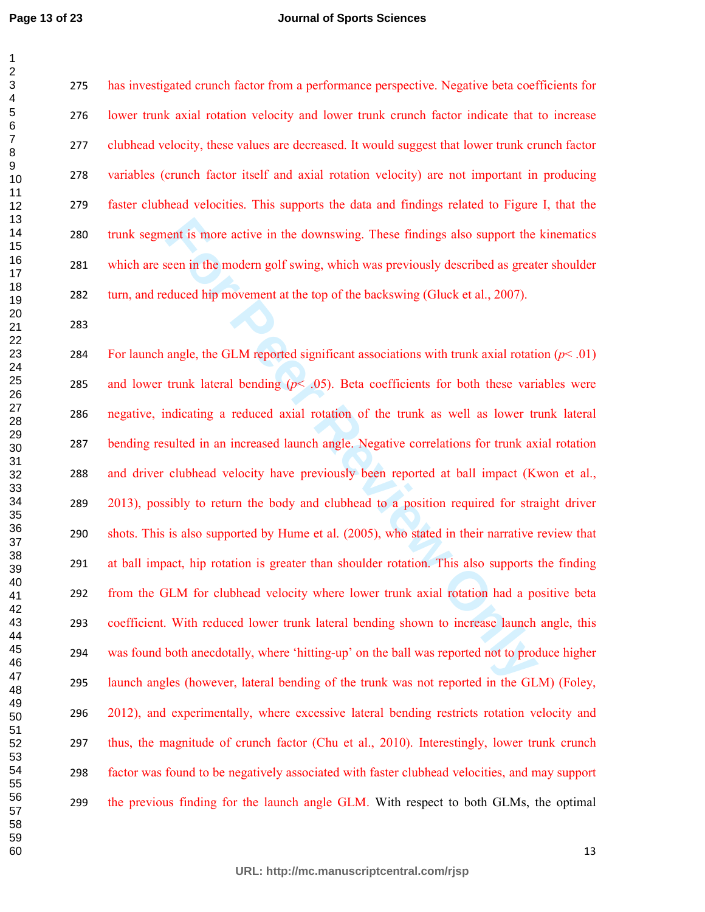has investigated crunch factor from a performance perspective. Negative beta coefficients for lower trunk axial rotation velocity and lower trunk crunch factor indicate that to increase clubhead velocity, these values are decreased. It would suggest that lower trunk crunch factor variables (crunch factor itself and axial rotation velocity) are not important in producing faster clubhead velocities. This supports the data and findings related to Figure I, that the trunk segment is more active in the downswing. These findings also support the kinematics which are seen in the modern golf swing, which was previously described as greater shoulder turn, and reduced hip movement at the top of the backswing (Gluck et al., 2007).

For launch angle, the GLM reported significant associations with trunk axial rotation ($p < .01$) and lower trunk lateral bending ($p < .05$). Beta coefficients for both these variables were negative, indicating a reduced axial rotation of the trunk as well as lower trunk lateral bending resulted in an increased launch angle. Negative correlations for trunk axial rotation and driver clubhead velocity have previously been reported at ball impact (Kwon et al., 2013), possibly to return the body and clubhead to a position required for straight driver shots. This is also supported by Hume et al. (2005), who stated in their narrative review that at ball impact, hip rotation is greater than shoulder rotation. This also supports the finding from the GLM for clubhead velocity where lower trunk axial rotation had a positive beta coefficient. With reduced lower trunk lateral bending shown to increase launch angle, this was found both anecdotally, where 'hitting-up' on the ball was reported not to produce higher launch angles (however, lateral bending of the trunk was not reported in the GLM) (Foley, 2012), and experimentally, where excessive lateral bending restricts rotation velocity and thus, the magnitude of crunch factor (Chu et al., 2010). Interestingly, lower trunk crunch factor was found to be negatively associated with faster clubhead velocities, and may support the previous finding for the launch angle GLM. With respect to both GLMs, the optimal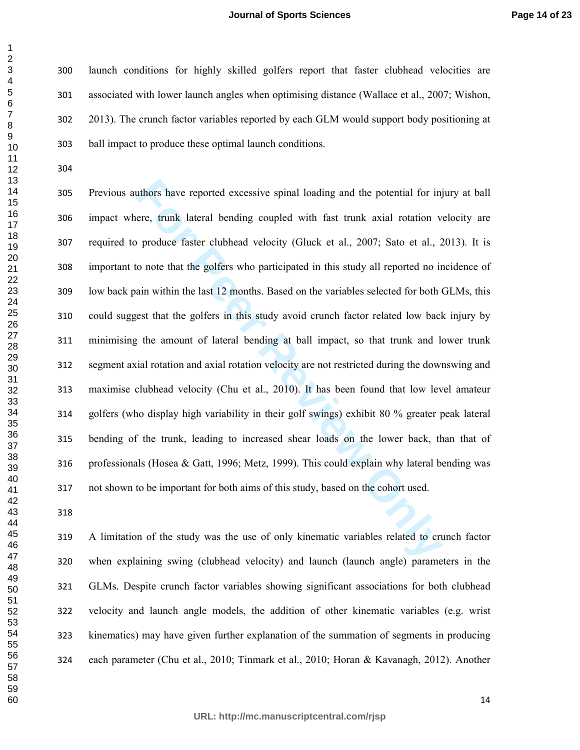launch conditions for highly skilled golfers report that faster clubhead velocities are associated with lower launch angles when optimising distance (Wallace et al., 2007; Wishon, 2013). The crunch factor variables reported by each GLM would support body positioning at ball impact to produce these optimal launch conditions.

Previous authors have reported excessive spinal loading and the potential for injury at ball impact where, trunk lateral bending coupled with fast trunk axial rotation velocity are required to produce faster clubhead velocity (Gluck et al., 2007; Sato et al., 2013). It is important to note that the golfers who participated in this study all reported no incidence of low back pain within the last 12 months. Based on the variables selected for both GLMs, this could suggest that the golfers in this study avoid crunch factor related low back injury by minimising the amount of lateral bending at ball impact, so that trunk and lower trunk segment axial rotation and axial rotation velocity are not restricted during the downswing and maximise clubhead velocity (Chu et al., 2010). It has been found that low level amateur golfers (who display high variability in their golf swings) exhibit 80 % greater peak lateral bending of the trunk, leading to increased shear loads on the lower back, than that of professionals (Hosea & Gatt, 1996; Metz, 1999). This could explain why lateral bending was not shown to be important for both aims of this study, based on the cohort used.

A limitation of the study was the use of only kinematic variables related to crunch factor when explaining swing (clubhead velocity) and launch (launch angle) parameters in the GLMs. Despite crunch factor variables showing significant associations for both clubhead velocity and launch angle models, the addition of other kinematic variables (e.g. wrist kinematics) may have given further explanation of the summation of segments in producing each parameter (Chu et al., 2010; Tinmark et al., 2010; Horan & Kavanagh, 2012). Another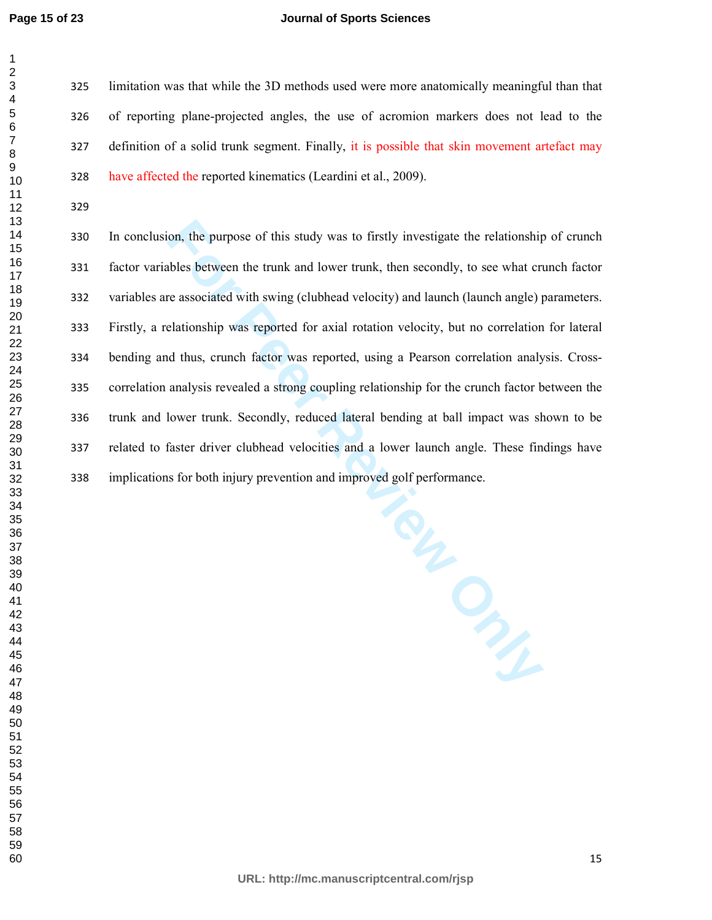limitation was that while the 3D methods used were more anatomically meaningful than that of reporting plane-projected angles, the use of acromion markers does not lead to the definition of a solid trunk segment. Finally, it is possible that skin movement artefact may have affected the reported kinematics (Leardini et al., 2009).

In conclusion, the purpose of this study was to firstly investigate the relationship of crunch factor variables between the trunk and lower trunk, then secondly, to see what crunch factor variables are associated with swing (clubhead velocity) and launch (launch angle) parameters. Firstly, a relationship was reported for axial rotation velocity, but no correlation for lateral bending and thus, crunch factor was reported, using a Pearson correlation analysis. Cross-correlation analysis revealed a strong coupling relationship for the crunch factor between the trunk and lower trunk. Secondly, reduced lateral bending at ball impact was shown to be related to faster driver clubhead velocities and a lower launch angle. These findings have implications for both injury prevention and improved golf performance.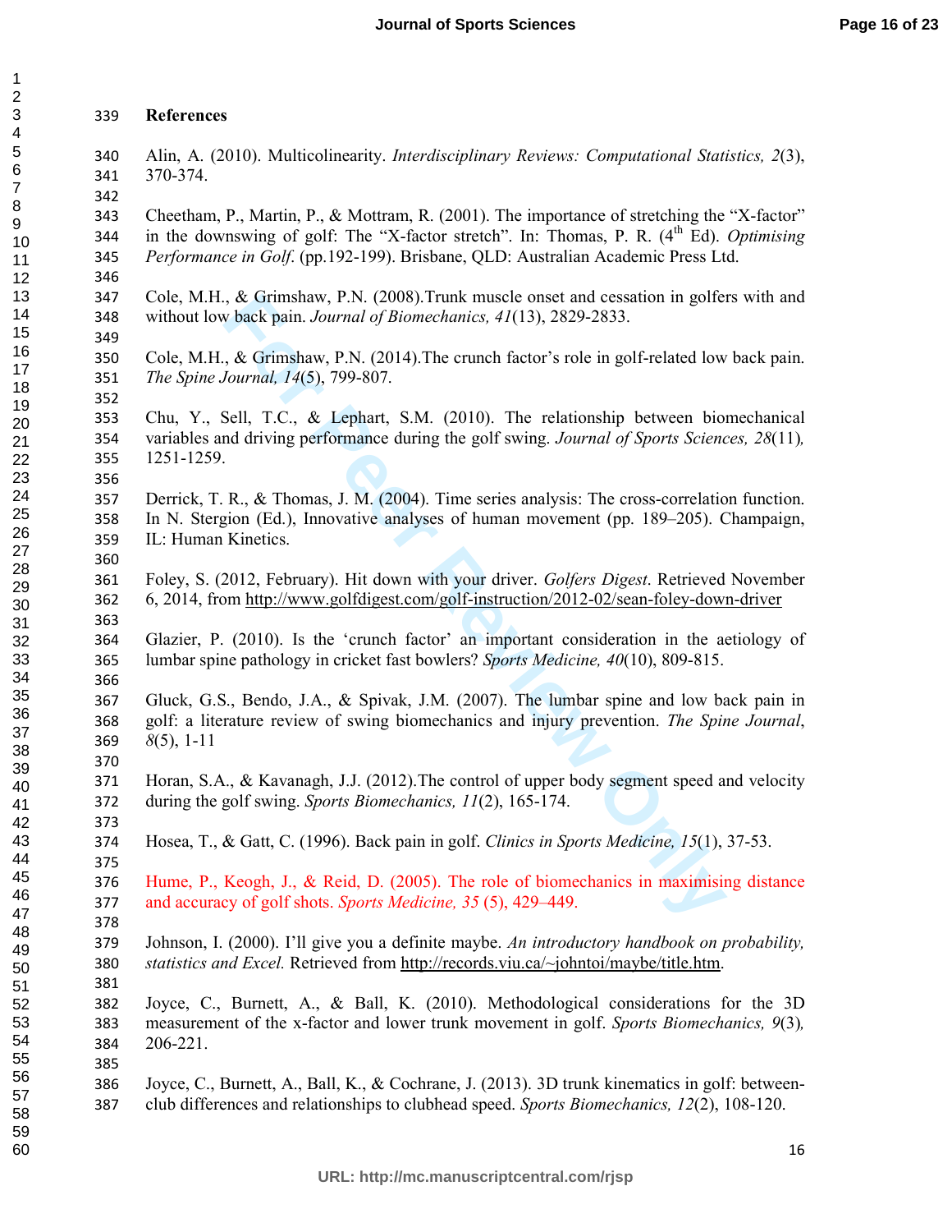## References

Alin, A. (2010). Multicolinearity. *Interdisciplinary Reviews: Computational Statistics, 2*(3), 370-374.

Cheetham, P., Martin, P., & Mottram, R. (2001). The importance of stretching the "X-factor" in the downswing of golf: The "X-factor stretch". In: Thomas, P. R. (4$^{th}$ Ed). *Optimising Performance in Golf*. (pp.192-199). Brisbane, QLD: Australian Academic Press Ltd.

Cole, M.H., & Grimshaw, P.N. (2008).Trunk muscle onset and cessation in golfers with and without low back pain. *Journal of Biomechanics, 41*(13), 2829-2833.

Cole, M.H., & Grimshaw, P.N. (2014).The crunch factor's role in golf-related low back pain. *The Spine Journal, 14*(5), 799-807.

Chu, Y., Sell, T.C., & Lephart, S.M. (2010). The relationship between biomechanical variables and driving performance during the golf swing. *Journal of Sports Sciences, 28*(11), 1251-1259.

Derrick, T. R., & Thomas, J. M. (2004). Time series analysis: The cross-correlation function. In N. Stergion (Ed.), Innovative analyses of human movement (pp. 189–205). Champaign, IL: Human Kinetics.

Foley, S. (2012, February). Hit down with your driver. *Golfers Digest*. Retrieved November 6, 2014, from http://www.golfdigest.com/golf-instruction/2012-02/sean-foley-down-driver

Glazier, P. (2010). Is the 'crunch factor' an important consideration in the aetiology of lumbar spine pathology in cricket fast bowlers? *Sports Medicine, 40*(10), 809-815.

Gluck, G.S., Bendo, J.A., & Spivak, J.M. (2007). The lumbar spine and low back pain in golf: a literature review of swing biomechanics and injury prevention. *The Spine Journal*, *8*(5), 1-11

Horan, S.A., & Kavanagh, J.J. (2012).The control of upper body segment speed and velocity during the golf swing. *Sports Biomechanics, 11*(2), 165-174.

Hosea, T., & Gatt, C. (1996). Back pain in golf. *Clinics in Sports Medicine, 15*(1), 37-53.

Hume, P., Keogh, J., & Reid, D. (2005). The role of biomechanics in maximising distance and accuracy of golf shots. *Sports Medicine, 35* (5), 429–449.

Johnson, I. (2000). I'll give you a definite maybe. *An introductory handbook on probability, statistics and Excel.* Retrieved from http://records.viu.ca/~johntoi/maybe/title.htm.

Joyce, C., Burnett, A., & Ball, K. (2010). Methodological considerations for the 3D measurement of the x-factor and lower trunk movement in golf. *Sports Biomechanics, 9*(3), 206-221.

Joyce, C., Burnett, A., Ball, K., & Cochrane, J. (2013). 3D trunk kinematics in golf: between-club differences and relationships to clubhead speed. *Sports Biomechanics, 12*(2), 108-120.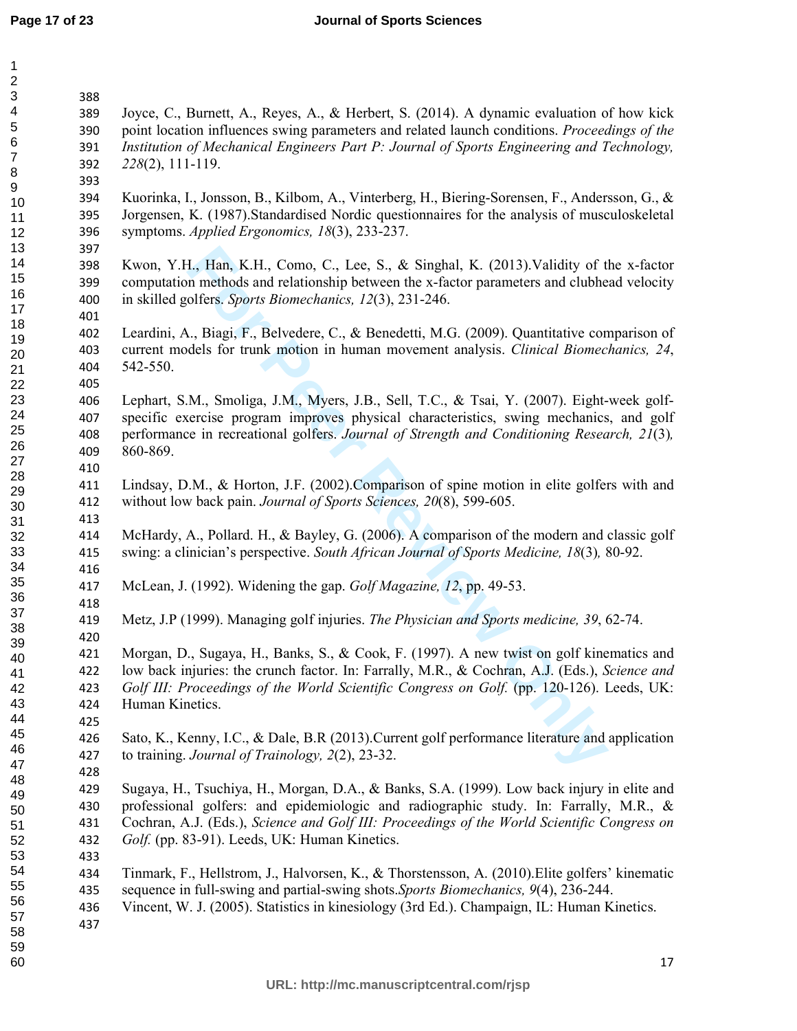Joyce, C., Burnett, A., Reyes, A., & Herbert, S. (2014). A dynamic evaluation of how kick point location influences swing parameters and related launch conditions. *Proceedings of the Institution of Mechanical Engineers Part P: Journal of Sports Engineering and Technology, 228*(2), 111-119.

Kuorinka, I., Jonsson, B., Kilbom, A., Vinterberg, H., Biering-Sorensen, F., Andersson, G., & Jorgensen, K. (1987).Standardised Nordic questionnaires for the analysis of musculoskeletal symptoms. *Applied Ergonomics, 18*(3), 233-237.

Kwon, Y.H., Han, K.H., Como, C., Lee, S., & Singhal, K. (2013).Validity of the x-factor computation methods and relationship between the x-factor parameters and clubhead velocity in skilled golfers. *Sports Biomechanics, 12*(3), 231-246.

Leardini, A., Biagi, F., Belvedere, C., & Benedetti, M.G. (2009). Quantitative comparison of current models for trunk motion in human movement analysis. *Clinical Biomechanics, 24*, 542-550.

Lephart, S.M., Smoliga, J.M., Myers, J.B., Sell, T.C., & Tsai, Y. (2007). Eight-week golf-specific exercise program improves physical characteristics, swing mechanics, and golf performance in recreational golfers. *Journal of Strength and Conditioning Research, 21*(3), 860-869.

Lindsay, D.M., & Horton, J.F. (2002).Comparison of spine motion in elite golfers with and without low back pain. *Journal of Sports Sciences, 20*(8), 599-605.

McHardy, A., Pollard. H., & Bayley, G. (2006). A comparison of the modern and classic golf swing: a clinician's perspective. *South African Journal of Sports Medicine, 18*(3), 80-92.

McLean, J. (1992). Widening the gap. *Golf Magazine, 12*, pp. 49-53.

Metz, J.P (1999). Managing golf injuries. *The Physician and Sports medicine, 39*, 62-74.

Morgan, D., Sugaya, H., Banks, S., & Cook, F. (1997). A new twist on golf kinematics and low back injuries: the crunch factor. In: Farrally, M.R., & Cochran, A.J. (Eds.), *Science and Golf III: Proceedings of the World Scientific Congress on Golf.* (pp. 120-126). Leeds, UK: Human Kinetics.

Sato, K., Kenny, I.C., & Dale, B.R (2013).Current golf performance literature and application to training. *Journal of Trainology, 2*(2), 23-32.

Sugaya, H., Tsuchiya, H., Morgan, D.A., & Banks, S.A. (1999). Low back injury in elite and professional golfers: and epidemiologic and radiographic study. In: Farrally, M.R., & Cochran, A.J. (Eds.), *Science and Golf III: Proceedings of the World Scientific Congress on Golf.* (pp. 83-91). Leeds, UK: Human Kinetics.

Tinmark, F., Hellstrom, J., Halvorsen, K., & Thorstensson, A. (2010).Elite golfers' kinematic sequence in full-swing and partial-swing shots.*Sports Biomechanics, 9*(4), 236-244.

Vincent, W. J. (2005). Statistics in kinesiology (3rd Ed.). Champaign, IL: Human Kinetics.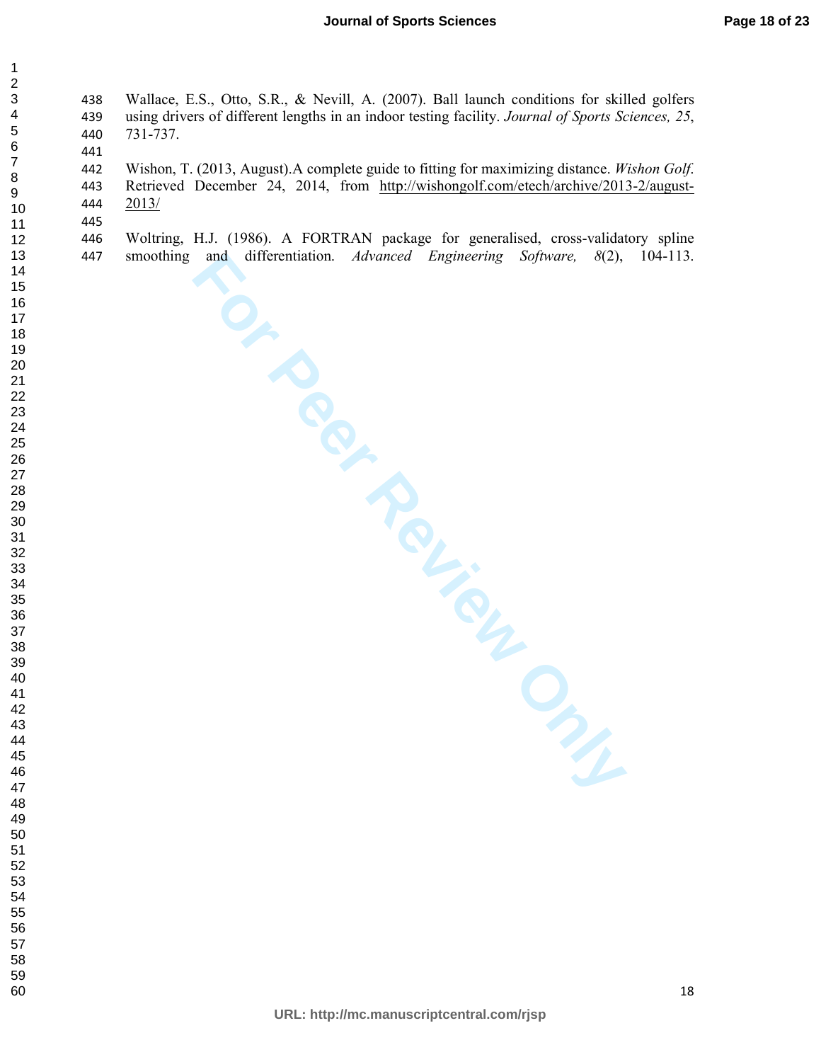Wallace, E.S., Otto, S.R., & Nevill, A. (2007). Ball launch conditions for skilled golfers using drivers of different lengths in an indoor testing facility. *Journal of Sports Sciences, 25*, 731-737.

Wishon, T. (2013, August).A complete guide to fitting for maximizing distance. *Wishon Golf*. Retrieved December 24, 2014, from http://wishongolf.com/etech/archive/2013-2/august-2013/

Woltring, H.J. (1986). A FORTRAN package for generalised, cross-validatory spline smoothing and differentiation. *Advanced Engineering Software, 8*(2), 104-113.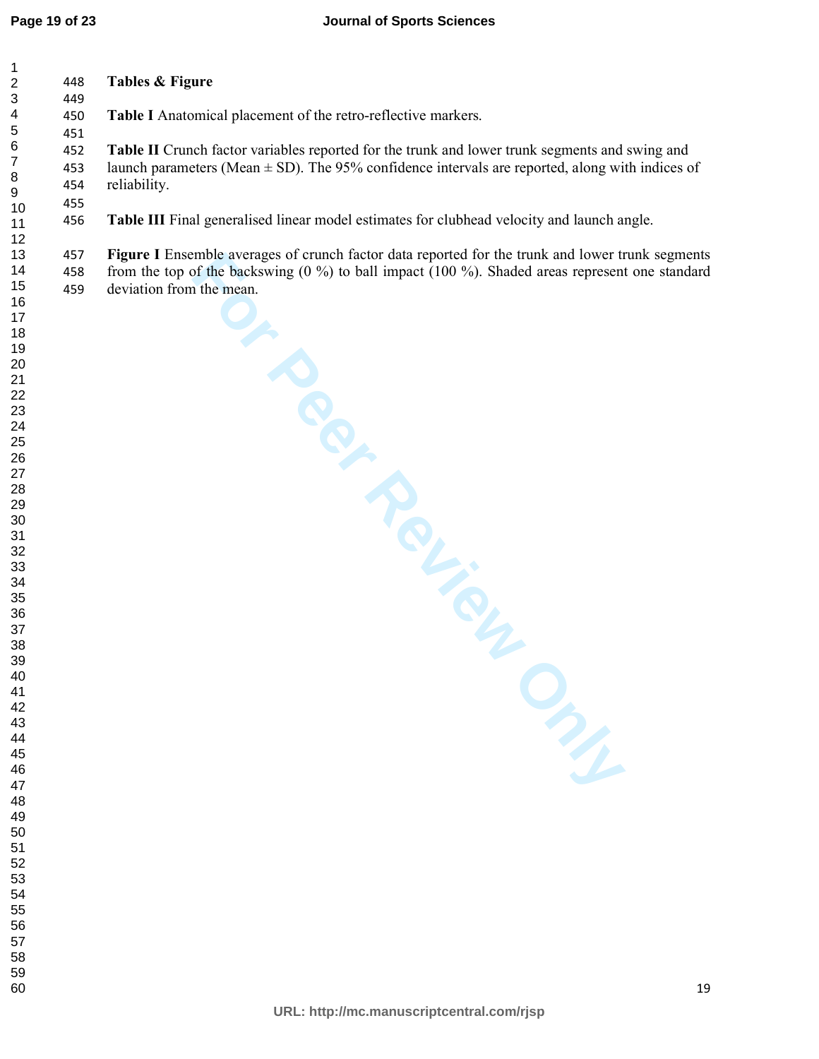**Tables & Figure**

**Table I** Anatomical placement of the retro-reflective markers.

**Table II** Crunch factor variables reported for the trunk and lower trunk segments and swing and launch parameters (Mean ± SD). The 95% confidence intervals are reported, along with indices of reliability.

**Table III** Final generalised linear model estimates for clubhead velocity and launch angle.

**Figure I** Ensemble averages of crunch factor data reported for the trunk and lower trunk segments from the top of the backswing (0 %) to ball impact (100 %). Shaded areas represent one standard deviation from the mean.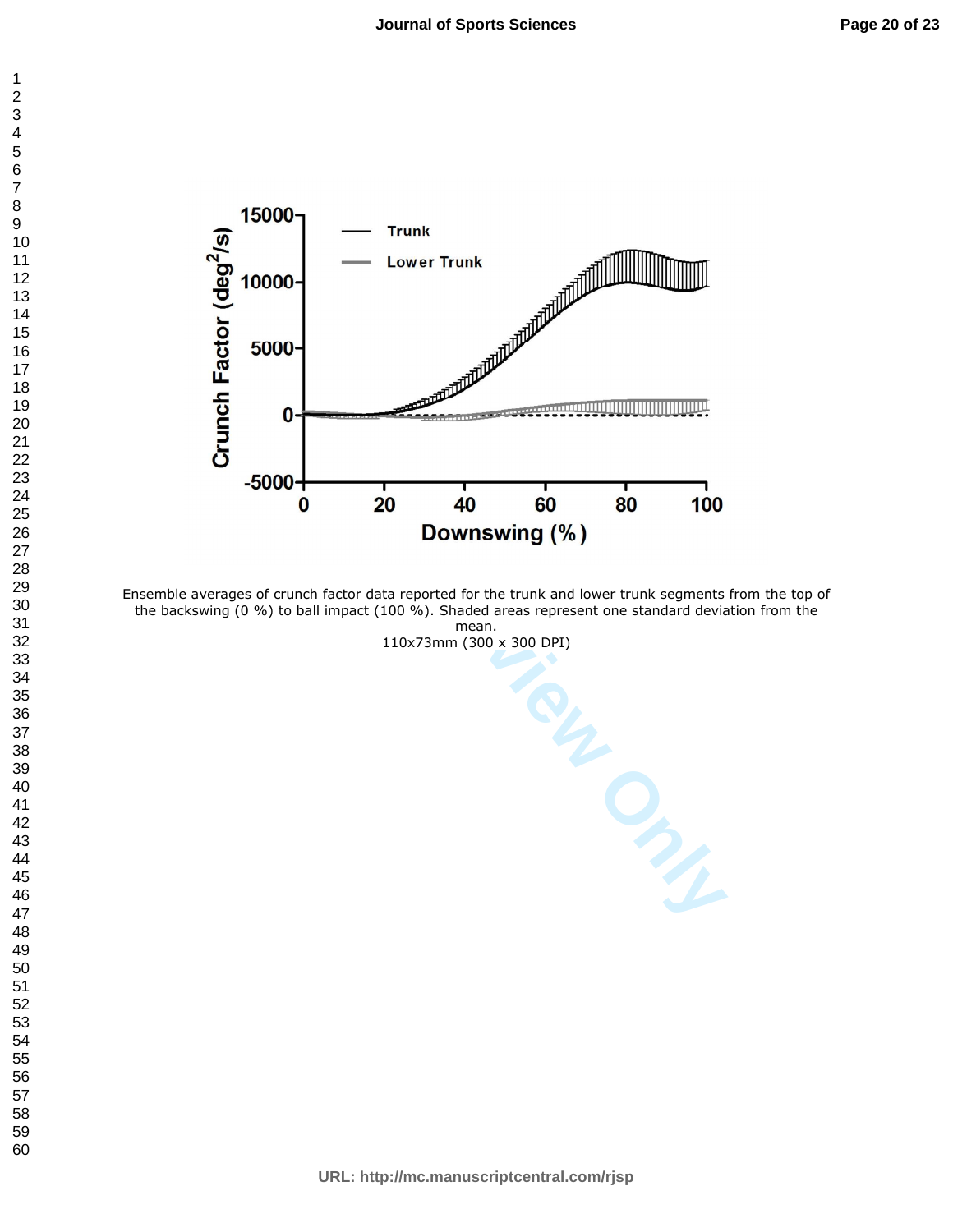Ensemble averages of crunch factor data reported for the trunk and lower trunk segments from the top of the backswing (0 %) to ball impact (100 %). Shaded areas represent one standard deviation from the mean.
110x73mm (300 x 300 DPI)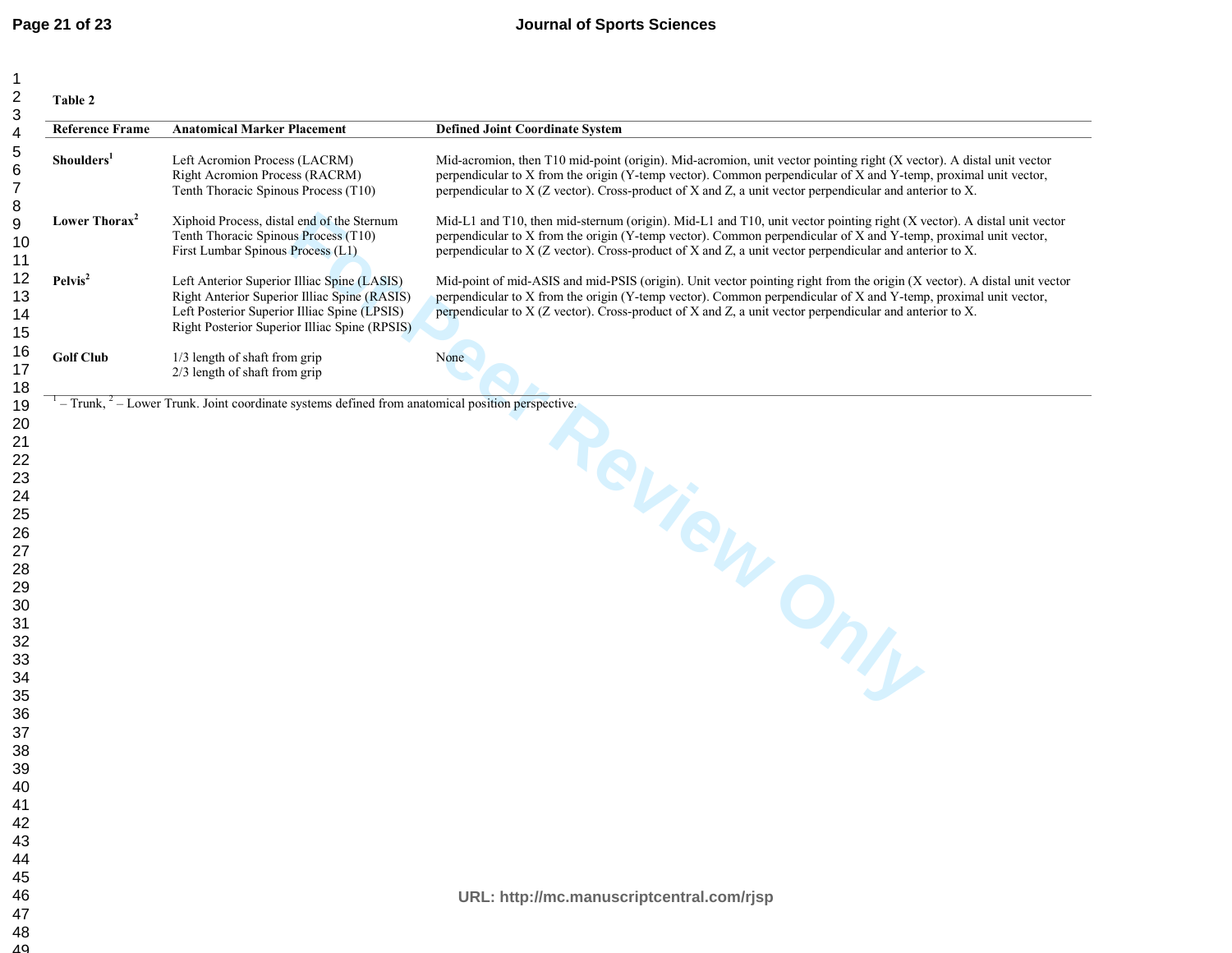Table 2

| Reference Frame | Anatomical Marker Placement | Defined Joint Coordinate System |
|---|---|---|
| **Shoulders**[1] | Left Acromion Process (LACRM)<br>Right Acromion Process (RACRM)<br>Tenth Thoracic Spinous Process (T10) | Mid-acromion, then T10 mid-point (origin). Mid-acromion, unit vector pointing right (X vector). A distal unit vector perpendicular to X from the origin (Y-temp vector). Common perpendicular of X and Y-temp, proximal unit vector, perpendicular to X (Z vector). Cross-product of X and Z, a unit vector perpendicular and anterior to X. |
| **Lower Thorax**[2] | Xiphoid Process, distal end of the Sternum<br>Tenth Thoracic Spinous Process (T10)<br>First Lumbar Spinous Process (L1) | Mid-L1 and T10, then mid-sternum (origin). Mid-L1 and T10, unit vector pointing right (X vector). A distal unit vector perpendicular to X from the origin (Y-temp vector). Common perpendicular of X and Y-temp, proximal unit vector, perpendicular to X (Z vector). Cross-product of X and Z, a unit vector perpendicular and anterior to X. |
| **Pelvis**[2] | Left Anterior Superior Illiac Spine (LASIS)<br>Right Anterior Superior Illiac Spine (RASIS)<br>Left Posterior Superior Illiac Spine (LPSIS)<br>Right Posterior Superior Illiac Spine (RPSIS) | Mid-point of mid-ASIS and mid-PSIS (origin). Unit vector pointing right from the origin (X vector). A distal unit vector perpendicular to X from the origin (Y-temp vector). Common perpendicular of X and Y-temp, proximal unit vector, perpendicular to X (Z vector). Cross-product of X and Z, a unit vector perpendicular and anterior to X. |
| **Golf Club** | 1/3 length of shaft from grip<br>2/3 length of shaft from grip | None |

[1] – Trunk, [2] – Lower Trunk. Joint coordinate systems defined from anatomical position perspective.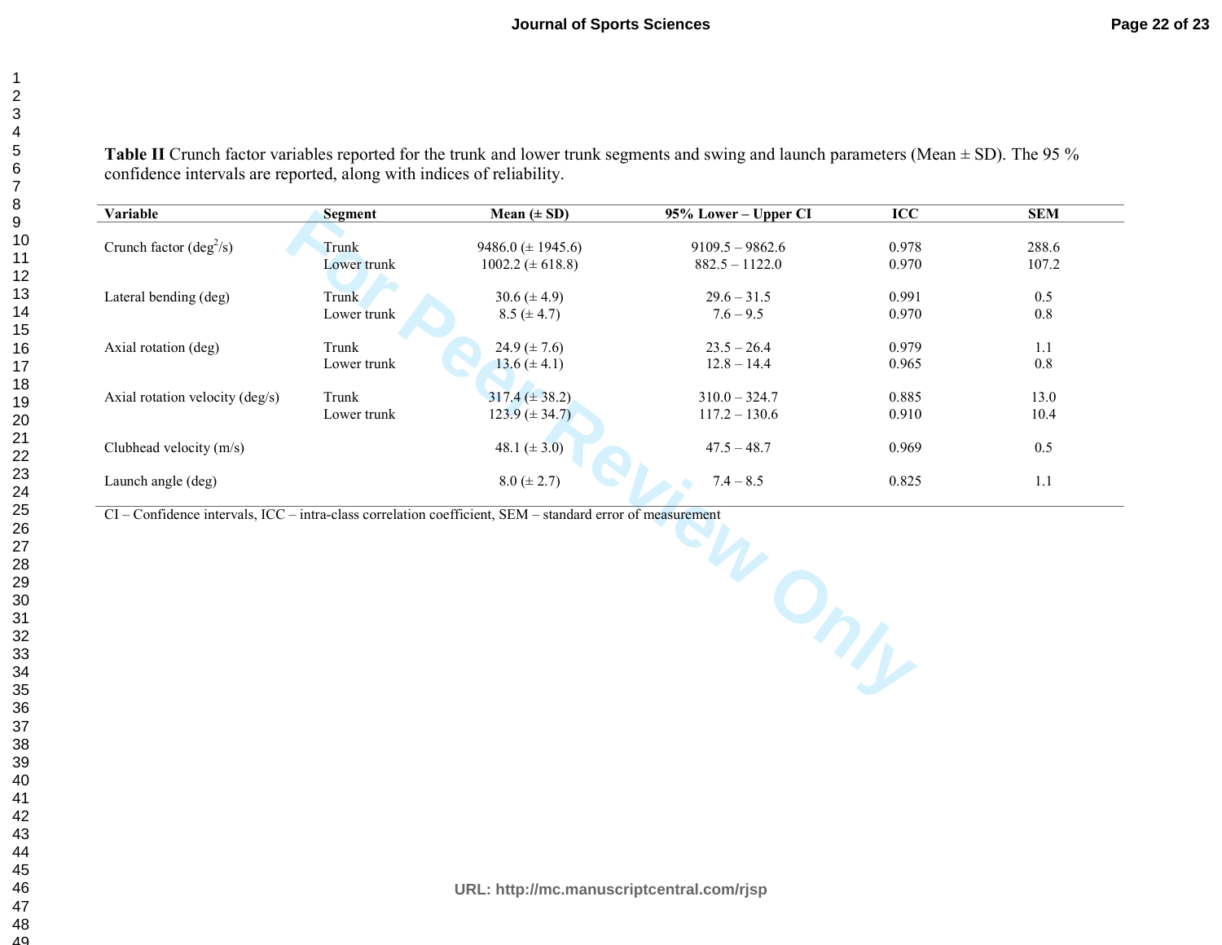**Table II** Crunch factor variables reported for the trunk and lower trunk segments and swing and launch parameters (Mean ± SD). The 95 % confidence intervals are reported, along with indices of reliability.

| Variable | Segment | Mean (± SD) | 95% Lower – Upper CI | ICC | SEM |
|---|---|---|---|---|---|
| Crunch factor ($deg^2/s$) | Trunk | 9486.0 (± 1945.6) | 9109.5 – 9862.6 | 0.978 | 288.6 |
| | Lower trunk | 1002.2 (± 618.8) | 882.5 – 1122.0 | 0.970 | 107.2 |
| Lateral bending (deg) | Trunk | 30.6 (± 4.9) | 29.6 – 31.5 | 0.991 | 0.5 |
| | Lower trunk | 8.5 (± 4.7) | 7.6 – 9.5 | 0.970 | 0.8 |
| Axial rotation (deg) | Trunk | 24.9 (± 7.6) | 23.5 – 26.4 | 0.979 | 1.1 |
| | Lower trunk | 13.6 (± 4.1) | 12.8 – 14.4 | 0.965 | 0.8 |
| Axial rotation velocity (deg/s) | Trunk | 317.4 (± 38.2) | 310.0 – 324.7 | 0.885 | 13.0 |
| | Lower trunk | 123.9 (± 34.7) | 117.2 – 130.6 | 0.910 | 10.4 |
| Clubhead velocity (m/s) | | 48.1 (± 3.0) | 47.5 – 48.7 | 0.969 | 0.5 |
| Launch angle (deg) | | 8.0 (± 2.7) | 7.4 – 8.5 | 0.825 | 1.1 |

CI – Confidence intervals, ICC – intra-class correlation coefficient, SEM – standard error of measurement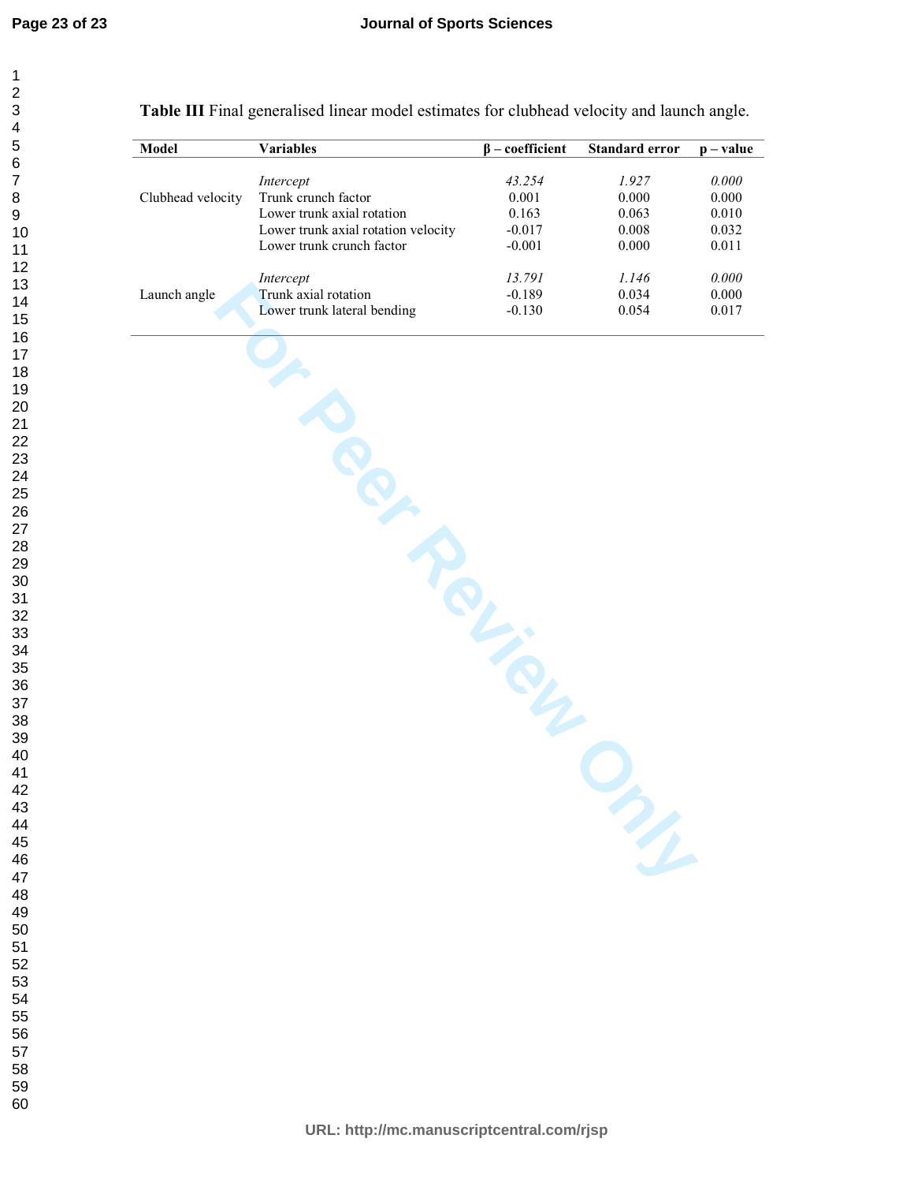**Table III** Final generalised linear model estimates for clubhead velocity and launch angle.

| Model | Variables | β – coefficient | Standard error | p – value |
|---|---|---|---|---|
| | *Intercept* | *43.254* | *1.927* | *0.000* |
| Clubhead velocity | Trunk crunch factor | 0.001 | 0.000 | 0.000 |
| | Lower trunk axial rotation | 0.163 | 0.063 | 0.010 |
| | Lower trunk axial rotation velocity | -0.017 | 0.008 | 0.032 |
| | Lower trunk crunch factor | -0.001 | 0.000 | 0.011 |
| | *Intercept* | *13.791* | *1.146* | *0.000* |
| Launch angle | Trunk axial rotation | -0.189 | 0.034 | 0.000 |
| | Lower trunk lateral bending | -0.130 | 0.054 | 0.017 |